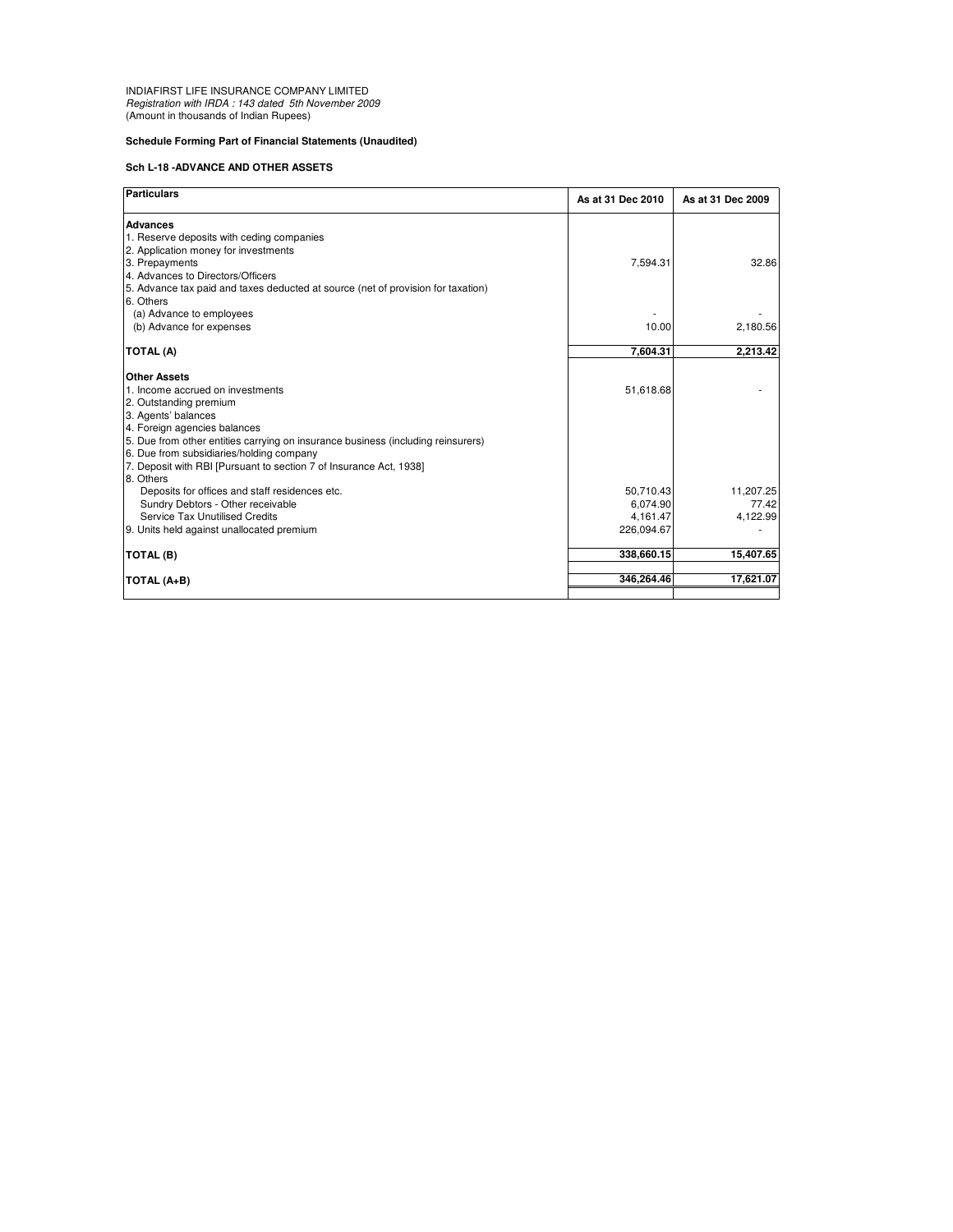INDIAFIRST LIFE INSURANCE COMPANY LIMITED
*Registration with IRDA : 143 dated 5th November 2009*
(Amount in thousands of Indian Rupees)

**Schedule Forming Part of Financial Statements (Unaudited)**

**Sch L-18 -ADVANCE AND OTHER ASSETS**

| Particulars | As at 31 Dec 2010 | As at 31 Dec 2009 |
|---|---|---|
| **Advances** | | |
| 1. Reserve deposits with ceding companies | | |
| 2. Application money for investments | | |
| 3. Prepayments | 7,594.31 | 32.86 |
| 4. Advances to Directors/Officers | | |
| 5. Advance tax paid and taxes deducted at source (net of provision for taxation) | | |
| 6. Others | | |
| (a) Advance to employees | - | - |
| (b) Advance for expenses | 10.00 | 2,180.56 |
| **TOTAL (A)** | **7,604.31** | **2,213.42** |
| **Other Assets** | | |
| 1. Income accrued on investments | 51,618.68 | - |
| 2. Outstanding premium | | |
| 3. Agents' balances | | |
| 4. Foreign agencies balances | | |
| 5. Due from other entities carrying on insurance business (including reinsurers) | | |
| 6. Due from subsidiaries/holding company | | |
| 7. Deposit with RBI [Pursuant to section 7 of Insurance Act, 1938] | | |
| 8. Others | | |
| Deposits for offices and staff residences etc. | 50,710.43 | 11,207.25 |
| Sundry Debtors - Other receivable | 6,074.90 | 77.42 |
| Service Tax Unutilised Credits | 4,161.47 | 4,122.99 |
| 9. Units held against unallocated premium | 226,094.67 | - |
| **TOTAL (B)** | **338,660.15** | **15,407.65** |
| **TOTAL (A+B)** | **346,264.46** | **17,621.07** |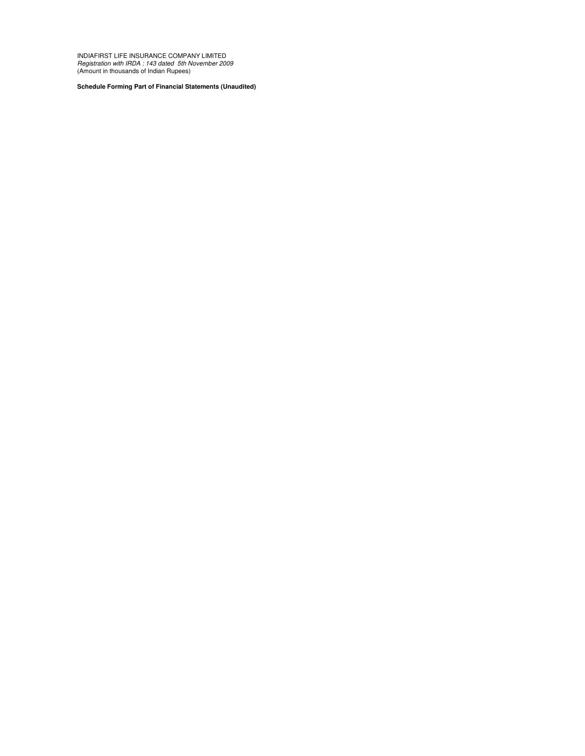INDIAFIRST LIFE INSURANCE COMPANY LIMITED
*Registration with IRDA : 143 dated 5th November 2009*
(Amount in thousands of Indian Rupees)

**Schedule Forming Part of Financial Statements (Unaudited)**